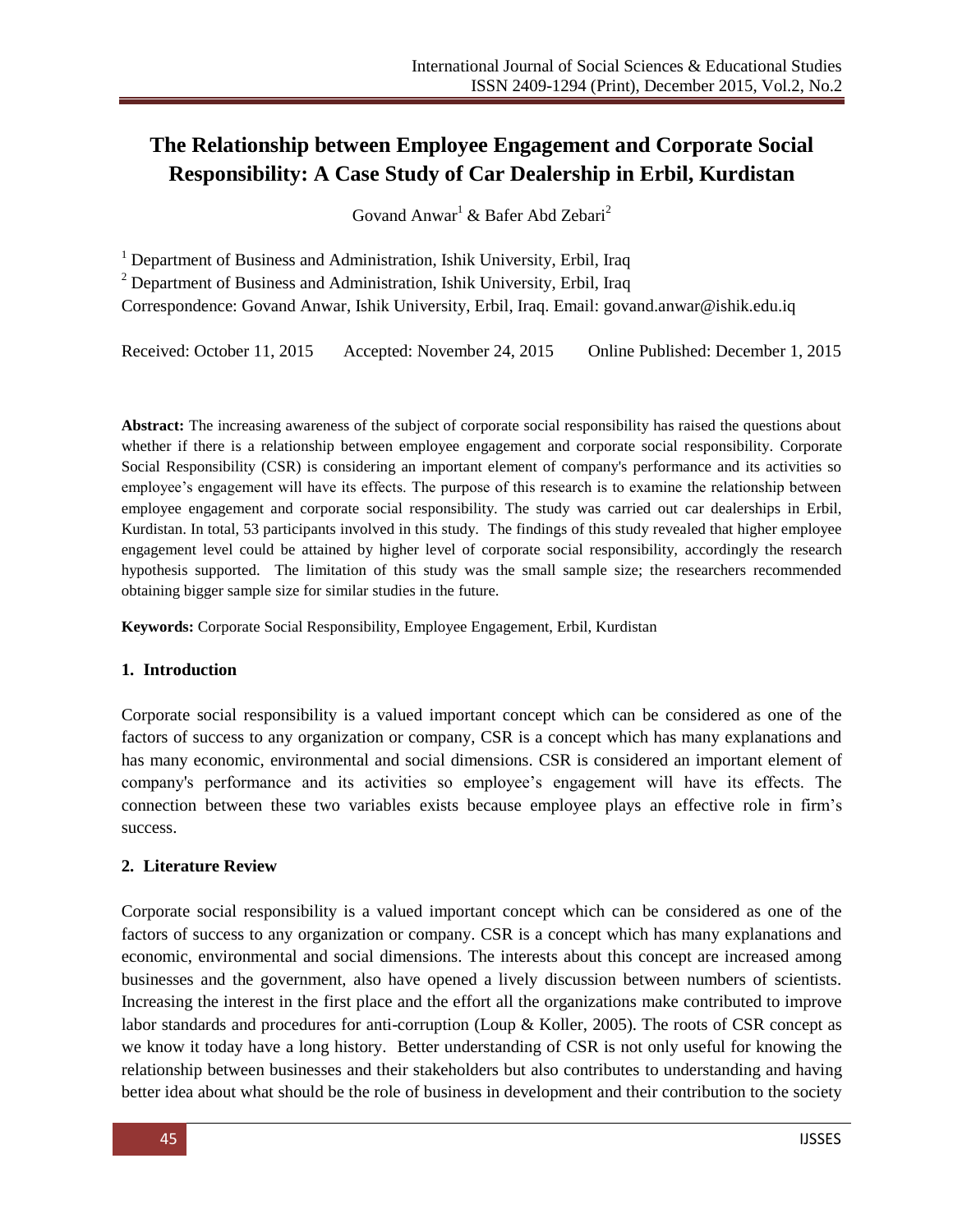# The Relationship between Employee Engagement and Corporate Social Responsibility: A Case Study of Car Dealership in Erbil, Kurdistan

Govand Anwar[1] & Bafer Abd Zebari[2]

[1] Department of Business and Administration, Ishik University, Erbil, Iraq

[2] Department of Business and Administration, Ishik University, Erbil, Iraq

Correspondence: Govand Anwar, Ishik University, Erbil, Iraq. Email: govand.anwar@ishik.edu.iq

Received: October 11, 2015  Accepted: November 24, 2015  Online Published: December 1, 2015

**Abstract:** The increasing awareness of the subject of corporate social responsibility has raised the questions about whether if there is a relationship between employee engagement and corporate social responsibility. Corporate Social Responsibility (CSR) is considering an important element of company's performance and its activities so employee's engagement will have its effects. The purpose of this research is to examine the relationship between employee engagement and corporate social responsibility. The study was carried out car dealerships in Erbil, Kurdistan. In total, 53 participants involved in this study. The findings of this study revealed that higher employee engagement level could be attained by higher level of corporate social responsibility, accordingly the research hypothesis supported. The limitation of this study was the small sample size; the researchers recommended obtaining bigger sample size for similar studies in the future.

**Keywords:** Corporate Social Responsibility, Employee Engagement, Erbil, Kurdistan

## 1. Introduction

Corporate social responsibility is a valued important concept which can be considered as one of the factors of success to any organization or company, CSR is a concept which has many explanations and has many economic, environmental and social dimensions. CSR is considered an important element of company's performance and its activities so employee's engagement will have its effects. The connection between these two variables exists because employee plays an effective role in firm's success.

## 2. Literature Review

Corporate social responsibility is a valued important concept which can be considered as one of the factors of success to any organization or company. CSR is a concept which has many explanations and economic, environmental and social dimensions. The interests about this concept are increased among businesses and the government, also have opened a lively discussion between numbers of scientists. Increasing the interest in the first place and the effort all the organizations make contributed to improve labor standards and procedures for anti-corruption (Loup & Koller, 2005). The roots of CSR concept as we know it today have a long history. Better understanding of CSR is not only useful for knowing the relationship between businesses and their stakeholders but also contributes to understanding and having better idea about what should be the role of business in development and their contribution to the society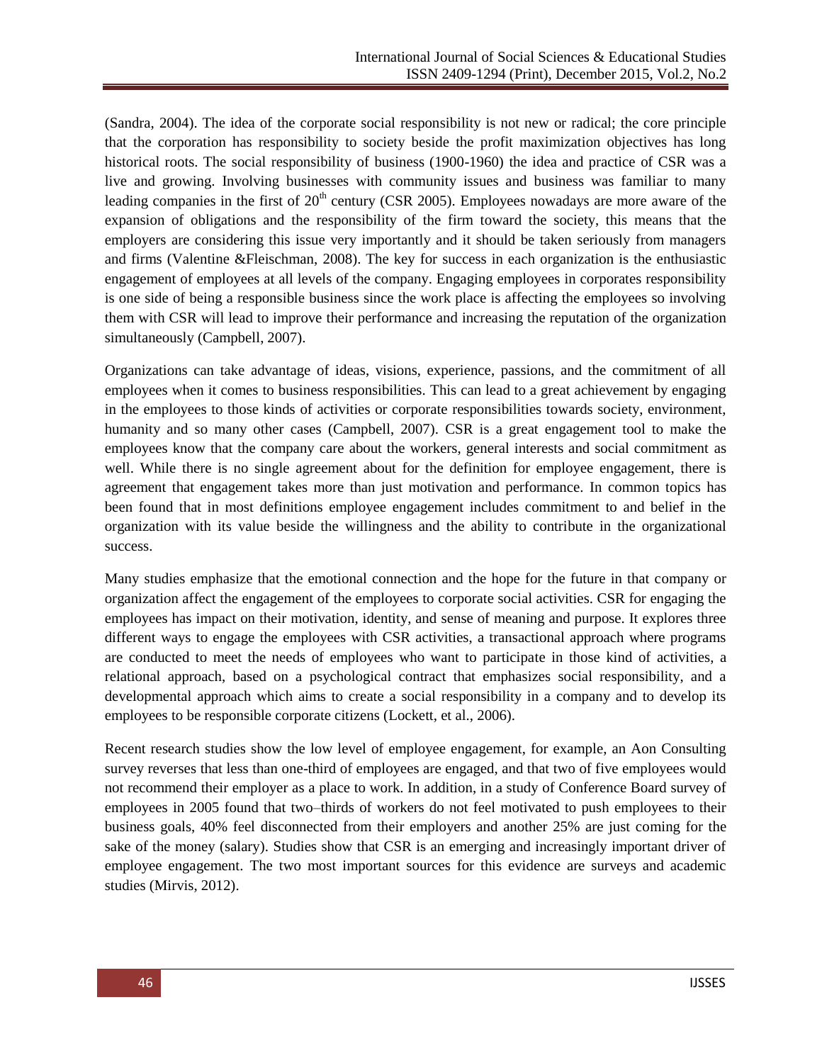(Sandra, 2004). The idea of the corporate social responsibility is not new or radical; the core principle that the corporation has responsibility to society beside the profit maximization objectives has long historical roots. The social responsibility of business (1900-1960) the idea and practice of CSR was a live and growing. Involving businesses with community issues and business was familiar to many leading companies in the first of 20$^{th}$ century (CSR 2005). Employees nowadays are more aware of the expansion of obligations and the responsibility of the firm toward the society, this means that the employers are considering this issue very importantly and it should be taken seriously from managers and firms (Valentine &Fleischman, 2008). The key for success in each organization is the enthusiastic engagement of employees at all levels of the company. Engaging employees in corporates responsibility is one side of being a responsible business since the work place is affecting the employees so involving them with CSR will lead to improve their performance and increasing the reputation of the organization simultaneously (Campbell, 2007).

Organizations can take advantage of ideas, visions, experience, passions, and the commitment of all employees when it comes to business responsibilities. This can lead to a great achievement by engaging in the employees to those kinds of activities or corporate responsibilities towards society, environment, humanity and so many other cases (Campbell, 2007). CSR is a great engagement tool to make the employees know that the company care about the workers, general interests and social commitment as well. While there is no single agreement about for the definition for employee engagement, there is agreement that engagement takes more than just motivation and performance. In common topics has been found that in most definitions employee engagement includes commitment to and belief in the organization with its value beside the willingness and the ability to contribute in the organizational success.

Many studies emphasize that the emotional connection and the hope for the future in that company or organization affect the engagement of the employees to corporate social activities. CSR for engaging the employees has impact on their motivation, identity, and sense of meaning and purpose. It explores three different ways to engage the employees with CSR activities, a transactional approach where programs are conducted to meet the needs of employees who want to participate in those kind of activities, a relational approach, based on a psychological contract that emphasizes social responsibility, and a developmental approach which aims to create a social responsibility in a company and to develop its employees to be responsible corporate citizens (Lockett, et al., 2006).

Recent research studies show the low level of employee engagement, for example, an Aon Consulting survey reverses that less than one-third of employees are engaged, and that two of five employees would not recommend their employer as a place to work. In addition, in a study of Conference Board survey of employees in 2005 found that two–thirds of workers do not feel motivated to push employees to their business goals, 40% feel disconnected from their employers and another 25% are just coming for the sake of the money (salary). Studies show that CSR is an emerging and increasingly important driver of employee engagement. The two most important sources for this evidence are surveys and academic studies (Mirvis, 2012).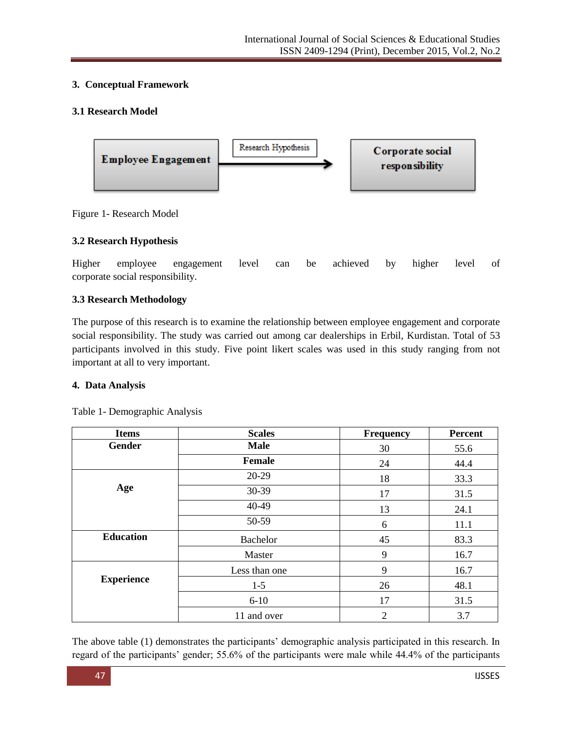## 3. Conceptual Framework

### 3.1 Research Model

Employee Engagement → Research Hypothesis → Corporate social responsibility

Figure 1- Research Model

### 3.2 Research Hypothesis

Higher employee engagement level can be achieved by higher level of corporate social responsibility.

### 3.3 Research Methodology

The purpose of this research is to examine the relationship between employee engagement and corporate social responsibility. The study was carried out among car dealerships in Erbil, Kurdistan. Total of 53 participants involved in this study. Five point likert scales was used in this study ranging from not important at all to very important.

## 4. Data Analysis

Table 1- Demographic Analysis

| Items | Scales | Frequency | Percent |
|---|---|---|---|
| **Gender** | **Male** | 30 | 55.6 |
| | **Female** | 24 | 44.4 |
| **Age** | 20-29 | 18 | 33.3 |
| | 30-39 | 17 | 31.5 |
| | 40-49 | 13 | 24.1 |
| | 50-59 | 6 | 11.1 |
| **Education** | Bachelor | 45 | 83.3 |
| | Master | 9 | 16.7 |
| **Experience** | Less than one | 9 | 16.7 |
| | 1-5 | 26 | 48.1 |
| | 6-10 | 17 | 31.5 |
| | 11 and over | 2 | 3.7 |

The above table (1) demonstrates the participants' demographic analysis participated in this research. In regard of the participants' gender; 55.6% of the participants were male while 44.4% of the participants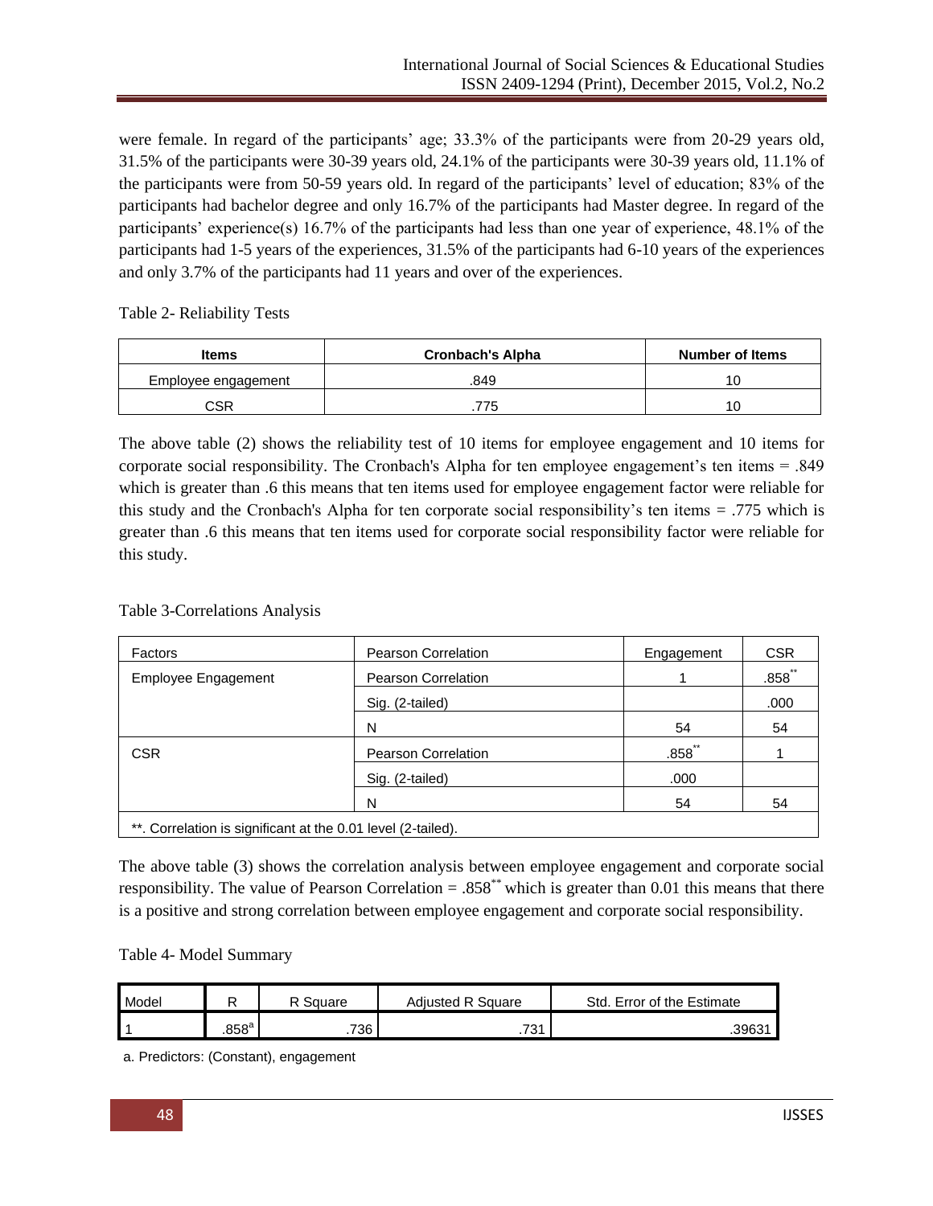were female. In regard of the participants' age; 33.3% of the participants were from 20-29 years old, 31.5% of the participants were 30-39 years old, 24.1% of the participants were 30-39 years old, 11.1% of the participants were from 50-59 years old. In regard of the participants' level of education; 83% of the participants had bachelor degree and only 16.7% of the participants had Master degree. In regard of the participants' experience(s) 16.7% of the participants had less than one year of experience, 48.1% of the participants had 1-5 years of the experiences, 31.5% of the participants had 6-10 years of the experiences and only 3.7% of the participants had 11 years and over of the experiences.

Table 2- Reliability Tests

| Items | Cronbach's Alpha | Number of Items |
|---|---|---|
| Employee engagement | .849 | 10 |
| CSR | .775 | 10 |

The above table (2) shows the reliability test of 10 items for employee engagement and 10 items for corporate social responsibility. The Cronbach's Alpha for ten employee engagement's ten items = .849 which is greater than .6 this means that ten items used for employee engagement factor were reliable for this study and the Cronbach's Alpha for ten corporate social responsibility's ten items = .775 which is greater than .6 this means that ten items used for corporate social responsibility factor were reliable for this study.

Table 3-Correlations Analysis

| Factors | Pearson Correlation | Engagement | CSR |
|---|---|---|---|
| Employee Engagement | Pearson Correlation | 1 | .858** |
| | Sig. (2-tailed) | | .000 |
| | N | 54 | 54 |
| CSR | Pearson Correlation | .858** | 1 |
| | Sig. (2-tailed) | .000 | |
| | N | 54 | 54 |
| **. Correlation is significant at the 0.01 level (2-tailed). | | | |

The above table (3) shows the correlation analysis between employee engagement and corporate social responsibility. The value of Pearson Correlation = .858** which is greater than 0.01 this means that there is a positive and strong correlation between employee engagement and corporate social responsibility.

Table 4- Model Summary

| Model | R | R Square | Adjusted R Square | Std. Error of the Estimate |
|---|---|---|---|---|
| 1 | .858[a] | .736 | .731 | .39631 |

a. Predictors: (Constant), engagement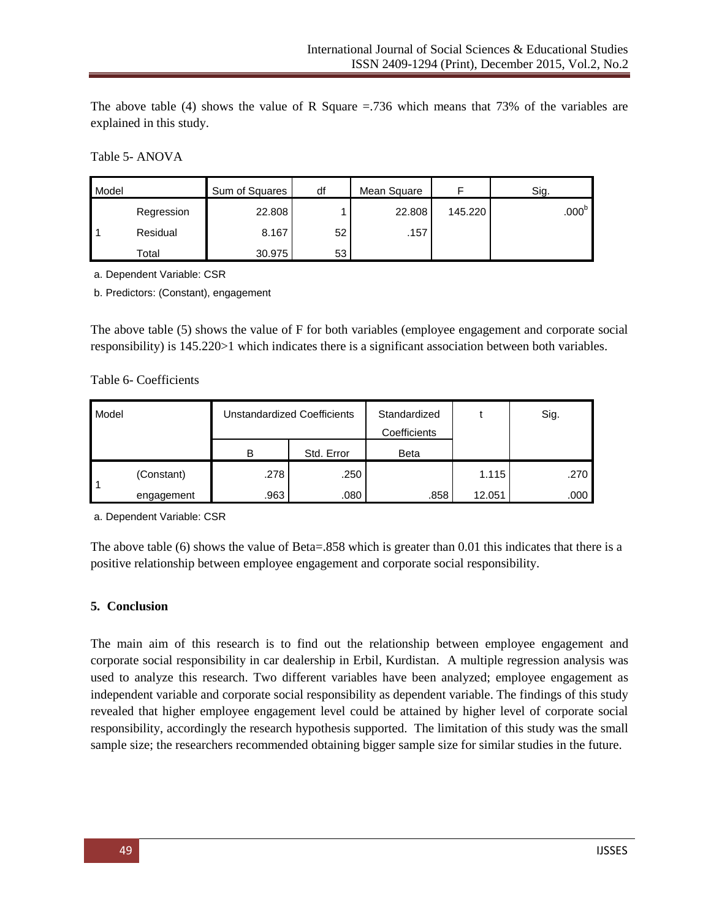The above table (4) shows the value of R Square =.736 which means that 73% of the variables are explained in this study.

Table 5- ANOVA

| Model | | Sum of Squares | df | Mean Square | F | Sig. |
|---|---|---|---|---|---|---|
| 1 | Regression | 22.808 | 1 | 22.808 | 145.220 | .000[b] |
| | Residual | 8.167 | 52 | .157 | | |
| | Total | 30.975 | 53 | | | |

a. Dependent Variable: CSR

b. Predictors: (Constant), engagement

The above table (5) shows the value of F for both variables (employee engagement and corporate social responsibility) is 145.220>1 which indicates there is a significant association between both variables.

Table 6- Coefficients

| Model | | Unstandardized Coefficients | | Standardized Coefficients | t | Sig. |
|---|---|---|---|---|---|---|
| | | B | Std. Error | Beta | | |
| 1 | (Constant) | .278 | .250 | | 1.115 | .270 |
| | engagement | .963 | .080 | .858 | 12.051 | .000 |

a. Dependent Variable: CSR

The above table (6) shows the value of Beta=.858 which is greater than 0.01 this indicates that there is a positive relationship between employee engagement and corporate social responsibility.

## 5. Conclusion

The main aim of this research is to find out the relationship between employee engagement and corporate social responsibility in car dealership in Erbil, Kurdistan. A multiple regression analysis was used to analyze this research. Two different variables have been analyzed; employee engagement as independent variable and corporate social responsibility as dependent variable. The findings of this study revealed that higher employee engagement level could be attained by higher level of corporate social responsibility, accordingly the research hypothesis supported. The limitation of this study was the small sample size; the researchers recommended obtaining bigger sample size for similar studies in the future.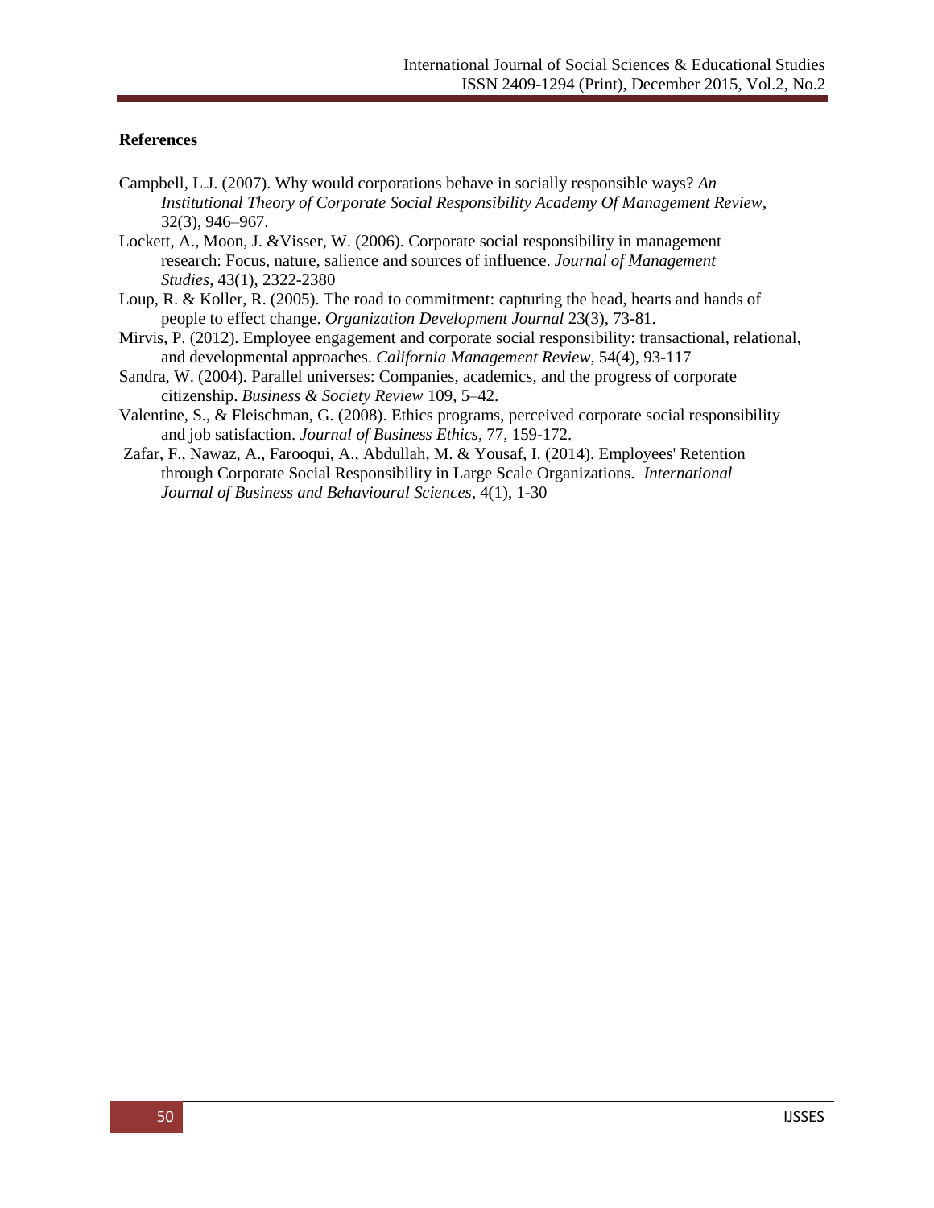**References**

Campbell, L.J. (2007). Why would corporations behave in socially responsible ways? *An Institutional Theory of Corporate Social Responsibility Academy Of Management Review*, 32(3), 946–967.

Lockett, A., Moon, J. &Visser, W. (2006). Corporate social responsibility in management research: Focus, nature, salience and sources of influence. *Journal of Management Studies*, 43(1), 2322-2380

Loup, R. & Koller, R. (2005). The road to commitment: capturing the head, hearts and hands of people to effect change. *Organization Development Journal* 23(3), 73-81.

Mirvis, P. (2012). Employee engagement and corporate social responsibility: transactional, relational, and developmental approaches. *California Management Review*, 54(4), 93-117

Sandra, W. (2004). Parallel universes: Companies, academics, and the progress of corporate citizenship. *Business & Society Review* 109, 5–42.

Valentine, S., & Fleischman, G. (2008). Ethics programs, perceived corporate social responsibility and job satisfaction. *Journal of Business Ethics*, 77, 159-172.

Zafar, F., Nawaz, A., Farooqui, A., Abdullah, M. & Yousaf, I. (2014). Employees' Retention through Corporate Social Responsibility in Large Scale Organizations. *International Journal of Business and Behavioural Sciences*, 4(1), 1-30